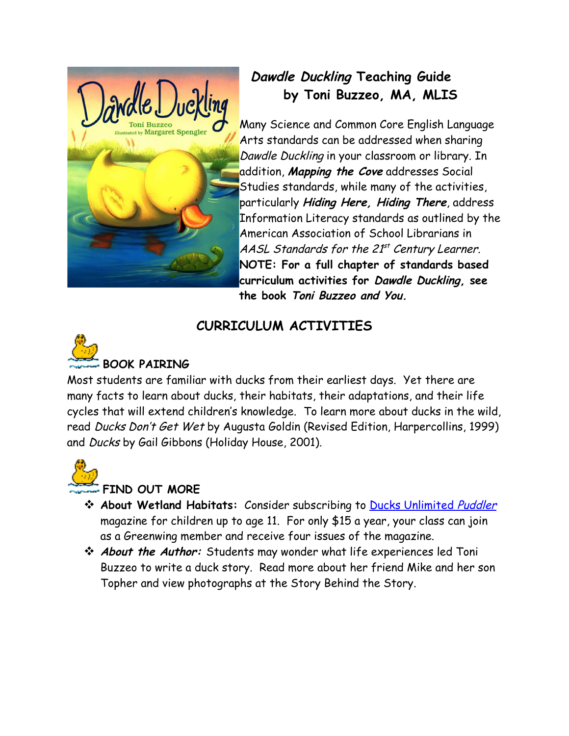# *Dawdle Duckling* Teaching Guide
## by Toni Buzzeo, MA, MLIS

Many Science and Common Core English Language Arts standards can be addressed when sharing *Dawdle Duckling* in your classroom or library. In addition, ***Mapping the Cove*** addresses Social Studies standards, while many of the activities, particularly ***Hiding Here, Hiding There***, address Information Literacy standards as outlined by the American Association of School Librarians in *AASL Standards for the 21st Century Learner.* **NOTE: For a full chapter of standards based curriculum activities for *Dawdle Duckling*, see the book *Toni Buzzeo and You.***

## CURRICULUM ACTIVITIES

### BOOK PAIRING

Most students are familiar with ducks from their earliest days. Yet there are many facts to learn about ducks, their habitats, their adaptations, and their life cycles that will extend children's knowledge. To learn more about ducks in the wild, read *Ducks Don't Get Wet* by Augusta Goldin (Revised Edition, Harpercollins, 1999) and *Ducks* by Gail Gibbons (Holiday House, 2001).

### FIND OUT MORE

- **About Wetland Habitats:** Consider subscribing to Ducks Unlimited *Puddler* magazine for children up to age 11. For only $15 a year, your class can join as a Greenwing member and receive four issues of the magazine.
- ***About the Author:*** Students may wonder what life experiences led Toni Buzzeo to write a duck story. Read more about her friend Mike and her son Topher and view photographs at the Story Behind the Story.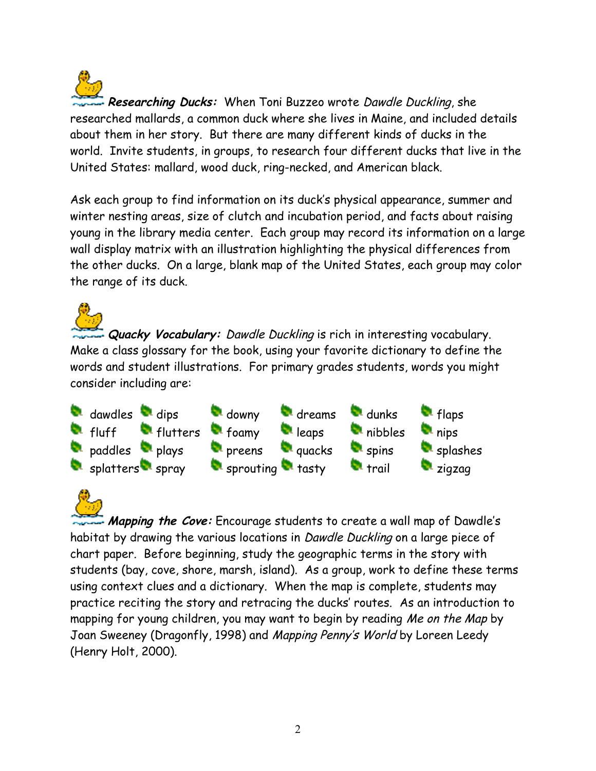***Researching Ducks:*** When Toni Buzzeo wrote *Dawdle Duckling*, she researched mallards, a common duck where she lives in Maine, and included details about them in her story. But there are many different kinds of ducks in the world. Invite students, in groups, to research four different ducks that live in the United States: mallard, wood duck, ring-necked, and American black.

Ask each group to find information on its duck's physical appearance, summer and winter nesting areas, size of clutch and incubation period, and facts about raising young in the library media center. Each group may record its information on a large wall display matrix with an illustration highlighting the physical differences from the other ducks. On a large, blank map of the United States, each group may color the range of its duck.

***Quacky Vocabulary:*** *Dawdle Duckling* is rich in interesting vocabulary. Make a class glossary for the book, using your favorite dictionary to define the words and student illustrations. For primary grades students, words you might consider including are:

- dawdles
- dips
- downy
- dreams
- dunks
- flaps
- fluff
- flutters
- foamy
- leaps
- nibbles
- nips
- paddles
- plays
- preens
- quacks
- spins
- splashes
- splatters
- spray
- sprouting
- tasty
- trail
- zigzag

***Mapping the Cove:*** Encourage students to create a wall map of Dawdle's habitat by drawing the various locations in *Dawdle Duckling* on a large piece of chart paper. Before beginning, study the geographic terms in the story with students (bay, cove, shore, marsh, island). As a group, work to define these terms using context clues and a dictionary. When the map is complete, students may practice reciting the story and retracing the ducks' routes. As an introduction to mapping for young children, you may want to begin by reading *Me on the Map* by Joan Sweeney (Dragonfly, 1998) and *Mapping Penny's World* by Loreen Leedy (Henry Holt, 2000).